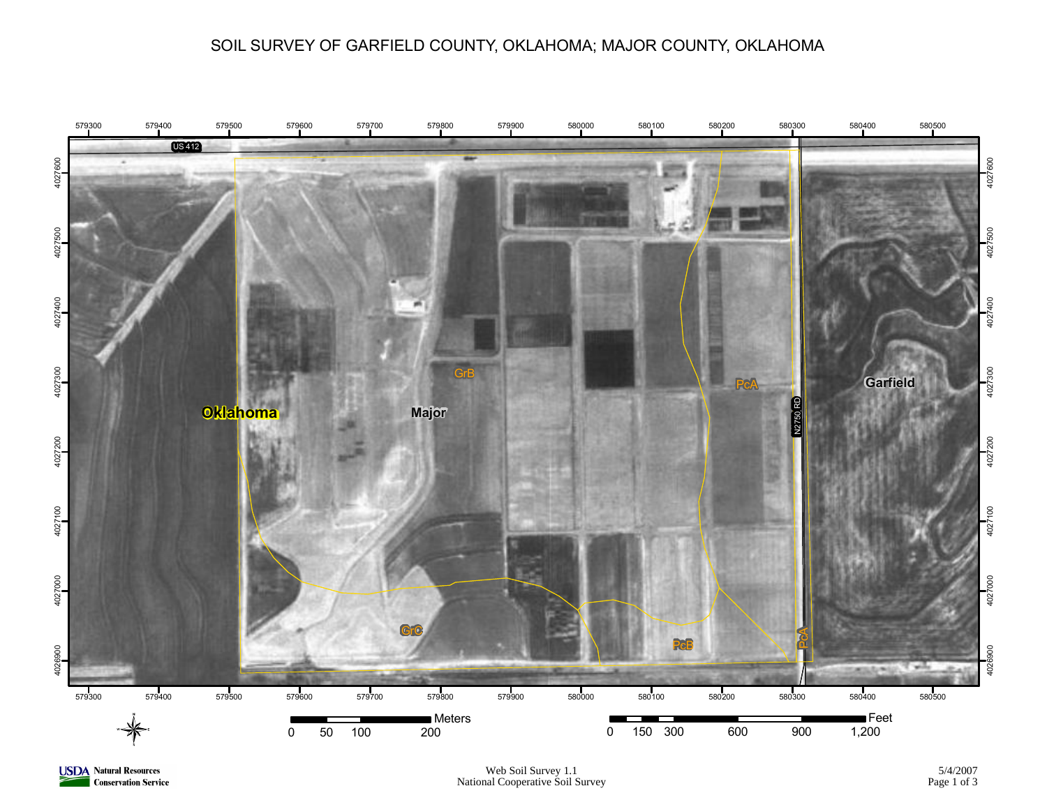# SOIL SURVEY OF GARFIELD COUNTY, OKLAHOMA; MAJOR COUNTY, OKLAHOMA

579300 579400 579500 579600 579700 579800 579900 580000 580100 580200 580300 580400 580500

4027600 4027500 4027400 4027300 4027200 4027100 4027000 4026900

US 412

N2750 RD

Oklahoma

Major

Garfield

GrB

GrC

PcA

PcB

PcA

Meters: 0 50 100 200

Feet: 0 150 300 600 900 1,200

USDA Natural Resources Conservation Service

Web Soil Survey 1.1
National Cooperative Soil Survey

5/4/2007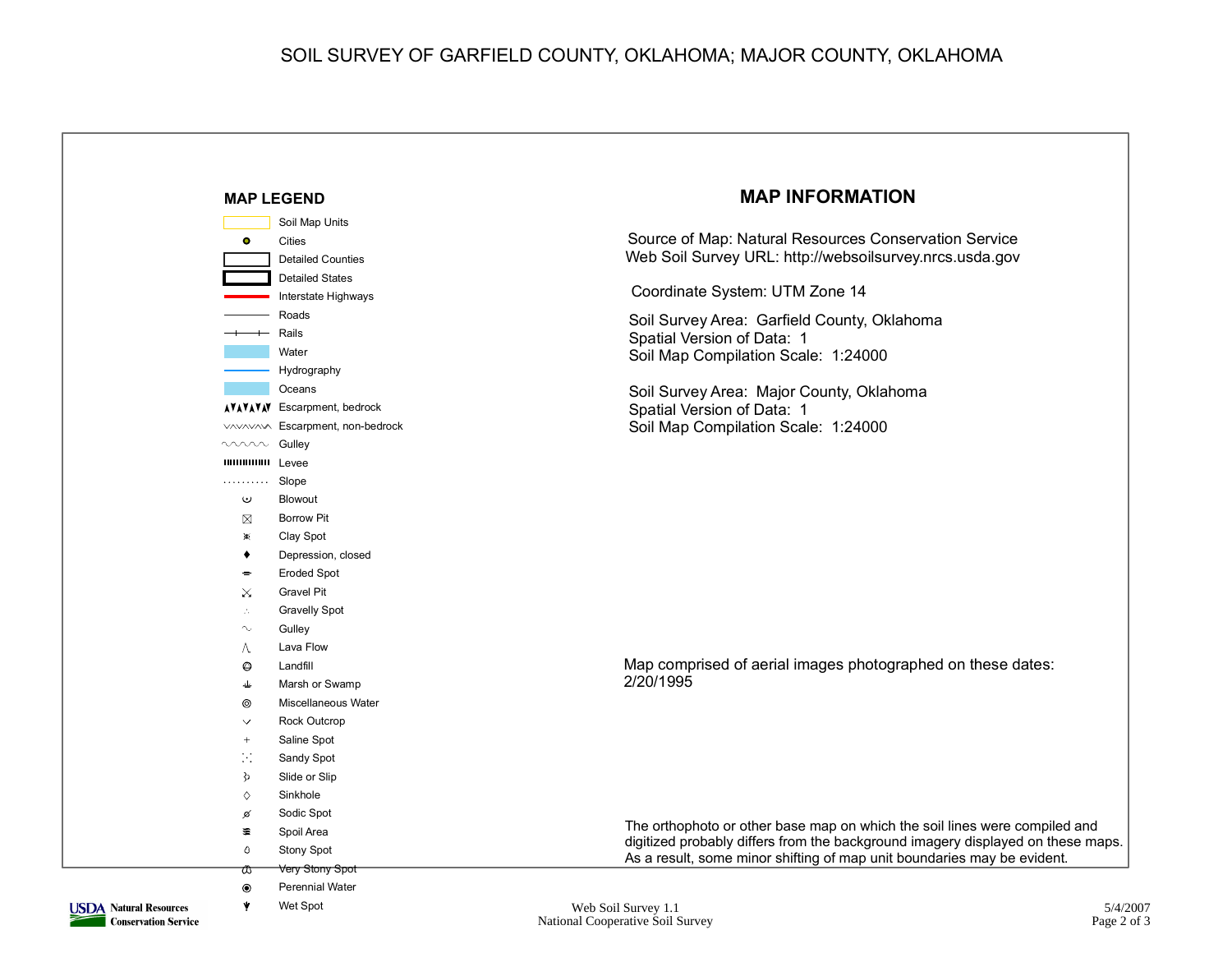# SOIL SURVEY OF GARFIELD COUNTY, OKLAHOMA; MAJOR COUNTY, OKLAHOMA

## MAP LEGEND

- Soil Map Units
- Cities
- Detailed Counties
- Detailed States
- Interstate Highways
- Roads
- Rails
- Water
- Hydrography
- Oceans
- Escarpment, bedrock
- Escarpment, non-bedrock
- Gulley
- Levee
- Slope
- Blowout
- Borrow Pit
- Clay Spot
- Depression, closed
- Eroded Spot
- Gravel Pit
- Gravelly Spot
- Gulley
- Lava Flow
- Landfill
- Marsh or Swamp
- Miscellaneous Water
- Rock Outcrop
- Saline Spot
- Sandy Spot
- Slide or Slip
- Sinkhole
- Sodic Spot
- Spoil Area
- Stony Spot
- Very Stony Spot
- Perennial Water
- Wet Spot

## MAP INFORMATION

Source of Map: Natural Resources Conservation Service
Web Soil Survey URL: http://websoilsurvey.nrcs.usda.gov

Coordinate System: UTM Zone 14

Soil Survey Area: Garfield County, Oklahoma
Spatial Version of Data: 1
Soil Map Compilation Scale: 1:24000

Soil Survey Area: Major County, Oklahoma
Spatial Version of Data: 1
Soil Map Compilation Scale: 1:24000

Map comprised of aerial images photographed on these dates:
2/20/1995

The orthophoto or other base map on which the soil lines were compiled and digitized probably differs from the background imagery displayed on these maps. As a result, some minor shifting of map unit boundaries may be evident.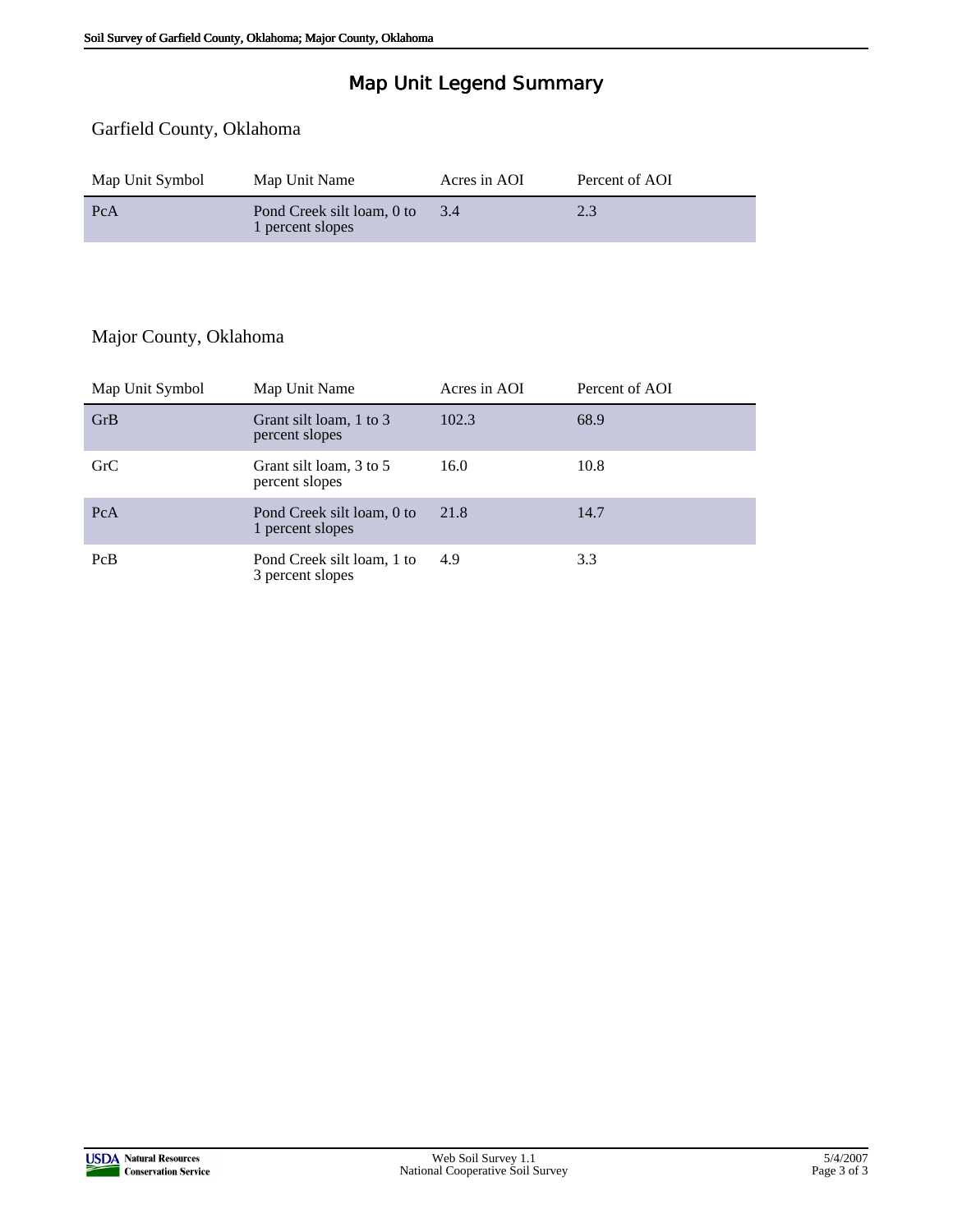# Map Unit Legend Summary

## Garfield County, Oklahoma

| Map Unit Symbol | Map Unit Name | Acres in AOI | Percent of AOI |
|---|---|---|---|
| PcA | Pond Creek silt loam, 0 to 1 percent slopes | 3.4 | 2.3 |

## Major County, Oklahoma

| Map Unit Symbol | Map Unit Name | Acres in AOI | Percent of AOI |
|---|---|---|---|
| GrB | Grant silt loam, 1 to 3 percent slopes | 102.3 | 68.9 |
| GrC | Grant silt loam, 3 to 5 percent slopes | 16.0 | 10.8 |
| PcA | Pond Creek silt loam, 0 to 1 percent slopes | 21.8 | 14.7 |
| PcB | Pond Creek silt loam, 1 to 3 percent slopes | 4.9 | 3.3 |